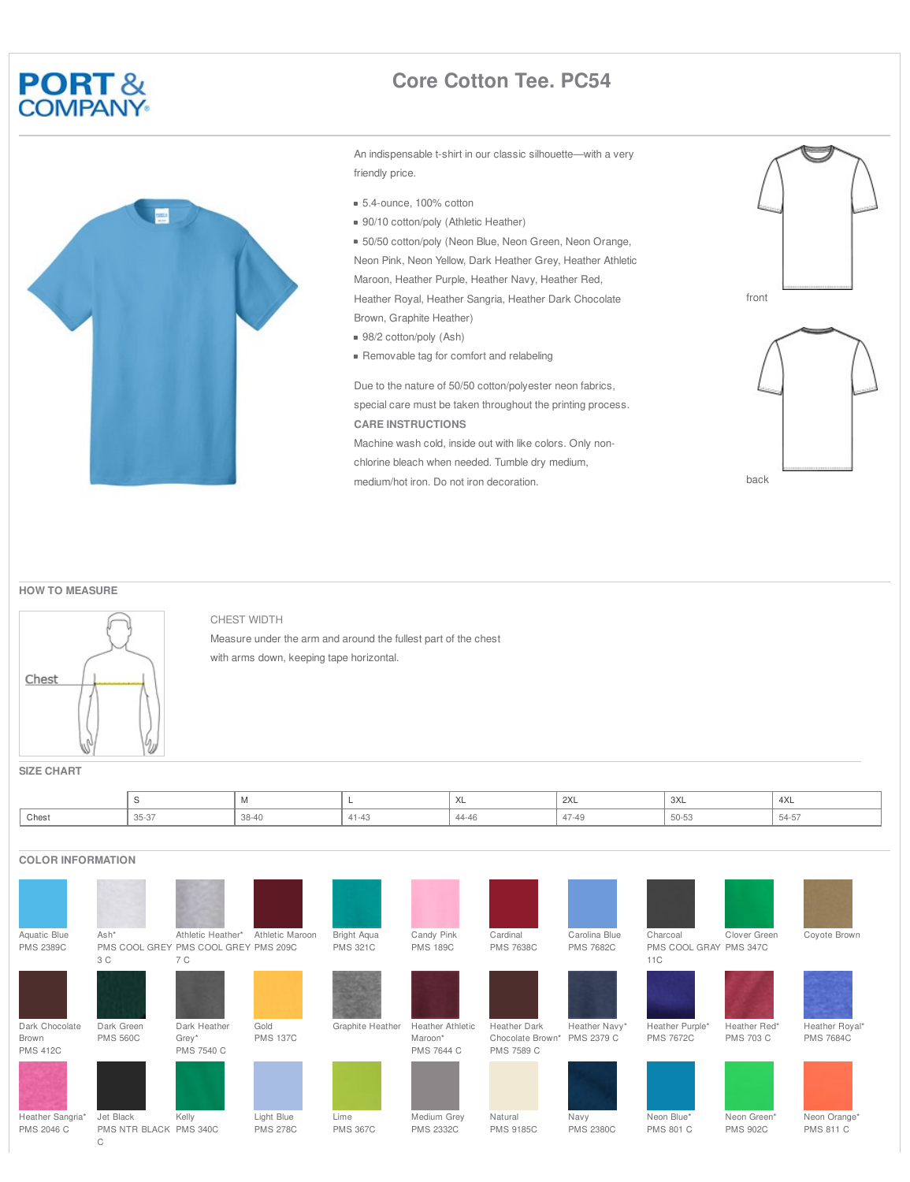PORT & COMPANY

# Core Cotton Tee. PC54

An indispensable t-shirt in our classic silhouette—with a very friendly price.

- 5.4-ounce, 100% cotton
- 90/10 cotton/poly (Athletic Heather)
- 50/50 cotton/poly (Neon Blue, Neon Green, Neon Orange, Neon Pink, Neon Yellow, Dark Heather Grey, Heather Athletic Maroon, Heather Purple, Heather Navy, Heather Red, Heather Royal, Heather Sangria, Heather Dark Chocolate Brown, Graphite Heather)
- 98/2 cotton/poly (Ash)
- Removable tag for comfort and relabeling

Due to the nature of 50/50 cotton/polyester neon fabrics, special care must be taken throughout the printing process.

**CARE INSTRUCTIONS**

Machine wash cold, inside out with like colors. Only non-chlorine bleach when needed. Tumble dry medium, medium/hot iron. Do not iron decoration.

front

back

## HOW TO MEASURE

Chest

CHEST WIDTH

Measure under the arm and around the fullest part of the chest with arms down, keeping tape horizontal.

## SIZE CHART

| | S | M | L | XL | 2XL | 3XL | 4XL |
|---|---|---|---|---|---|---|---|
| Chest | 35-37 | 38-40 | 41-43 | 44-46 | 47-49 | 50-53 | 54-57 |

## COLOR INFORMATION

- Aquatic Blue PMS 2389C
- Ash* PMS COOL GREY 3 C
- Athletic Heather* PMS COOL GREY 7 C
- Athletic Maroon PMS 209C
- Bright Aqua PMS 321C
- Candy Pink PMS 189C
- Cardinal PMS 7638C
- Carolina Blue PMS 7682C
- Charcoal PMS COOL GRAY 11C
- Clover Green PMS 347C
- Coyote Brown
- Dark Chocolate Brown PMS 412C
- Dark Green PMS 560C
- Dark Heather Grey* PMS 7540 C
- Gold PMS 137C
- Graphite Heather
- Heather Athletic Maroon* PMS 7644 C
- Heather Dark Chocolate Brown* PMS 7589 C
- Heather Navy* PMS 2379 C
- Heather Purple* PMS 7672C
- Heather Red* PMS 703 C
- Heather Royal* PMS 7684C
- Heather Sangria* PMS 2046 C
- Jet Black PMS NTR BLACK C
- Kelly PMS 340C
- Light Blue PMS 278C
- Lime PMS 367C
- Medium Grey PMS 2332C
- Natural PMS 9185C
- Navy PMS 2380C
- Neon Blue* PMS 801 C
- Neon Green* PMS 902C
- Neon Orange* PMS 811 C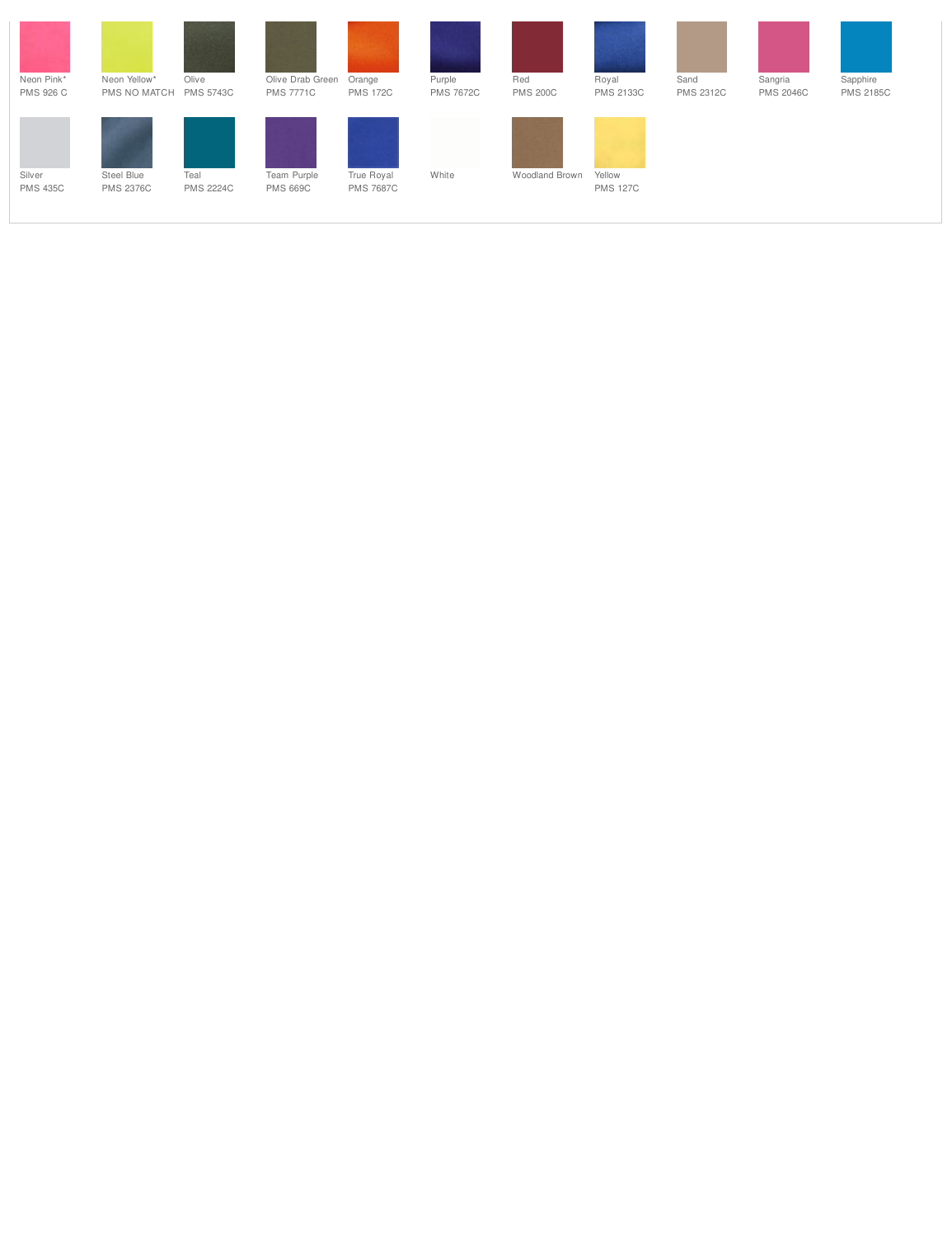Neon Pink*
PMS 926 C

Neon Yellow*
PMS NO MATCH

Olive
PMS 5743C

Olive Drab Green
PMS 7771C

Orange
PMS 172C

Purple
PMS 7672C

Red
PMS 200C

Royal
PMS 2133C

Sand
PMS 2312C

Sangria
PMS 2046C

Sapphire
PMS 2185C

Silver
PMS 435C

Steel Blue
PMS 2376C

Teal
PMS 2224C

Team Purple
PMS 669C

True Royal
PMS 7687C

White

Woodland Brown

Yellow
PMS 127C